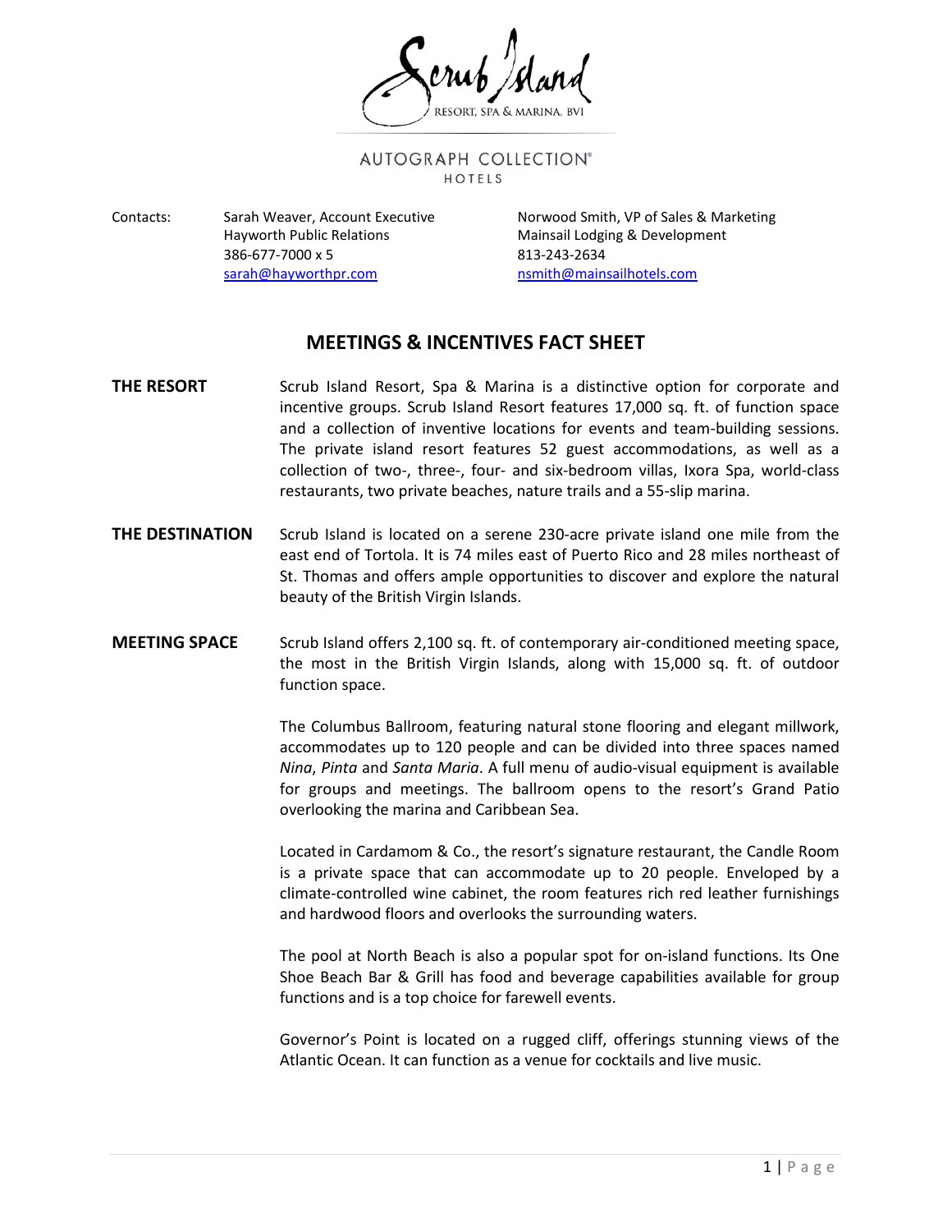Scrub Island RESORT, SPA & MARINA, BVI

AUTOGRAPH COLLECTION® HOTELS

Contacts:

Sarah Weaver, Account Executive
Hayworth Public Relations
386-677-7000 x 5
sarah@hayworthpr.com

Norwood Smith, VP of Sales & Marketing
Mainsail Lodging & Development
813-243-2634
nsmith@mainsailhotels.com

# MEETINGS & INCENTIVES FACT SHEET

**THE RESORT**

Scrub Island Resort, Spa & Marina is a distinctive option for corporate and incentive groups. Scrub Island Resort features 17,000 sq. ft. of function space and a collection of inventive locations for events and team-building sessions. The private island resort features 52 guest accommodations, as well as a collection of two-, three-, four- and six-bedroom villas, Ixora Spa, world-class restaurants, two private beaches, nature trails and a 55-slip marina.

**THE DESTINATION**

Scrub Island is located on a serene 230-acre private island one mile from the east end of Tortola. It is 74 miles east of Puerto Rico and 28 miles northeast of St. Thomas and offers ample opportunities to discover and explore the natural beauty of the British Virgin Islands.

**MEETING SPACE**

Scrub Island offers 2,100 sq. ft. of contemporary air-conditioned meeting space, the most in the British Virgin Islands, along with 15,000 sq. ft. of outdoor function space.

The Columbus Ballroom, featuring natural stone flooring and elegant millwork, accommodates up to 120 people and can be divided into three spaces named *Nina*, *Pinta* and *Santa Maria*. A full menu of audio-visual equipment is available for groups and meetings. The ballroom opens to the resort's Grand Patio overlooking the marina and Caribbean Sea.

Located in Cardamom & Co., the resort's signature restaurant, the Candle Room is a private space that can accommodate up to 20 people. Enveloped by a climate-controlled wine cabinet, the room features rich red leather furnishings and hardwood floors and overlooks the surrounding waters.

The pool at North Beach is also a popular spot for on-island functions. Its One Shoe Beach Bar & Grill has food and beverage capabilities available for group functions and is a top choice for farewell events.

Governor's Point is located on a rugged cliff, offerings stunning views of the Atlantic Ocean. It can function as a venue for cocktails and live music.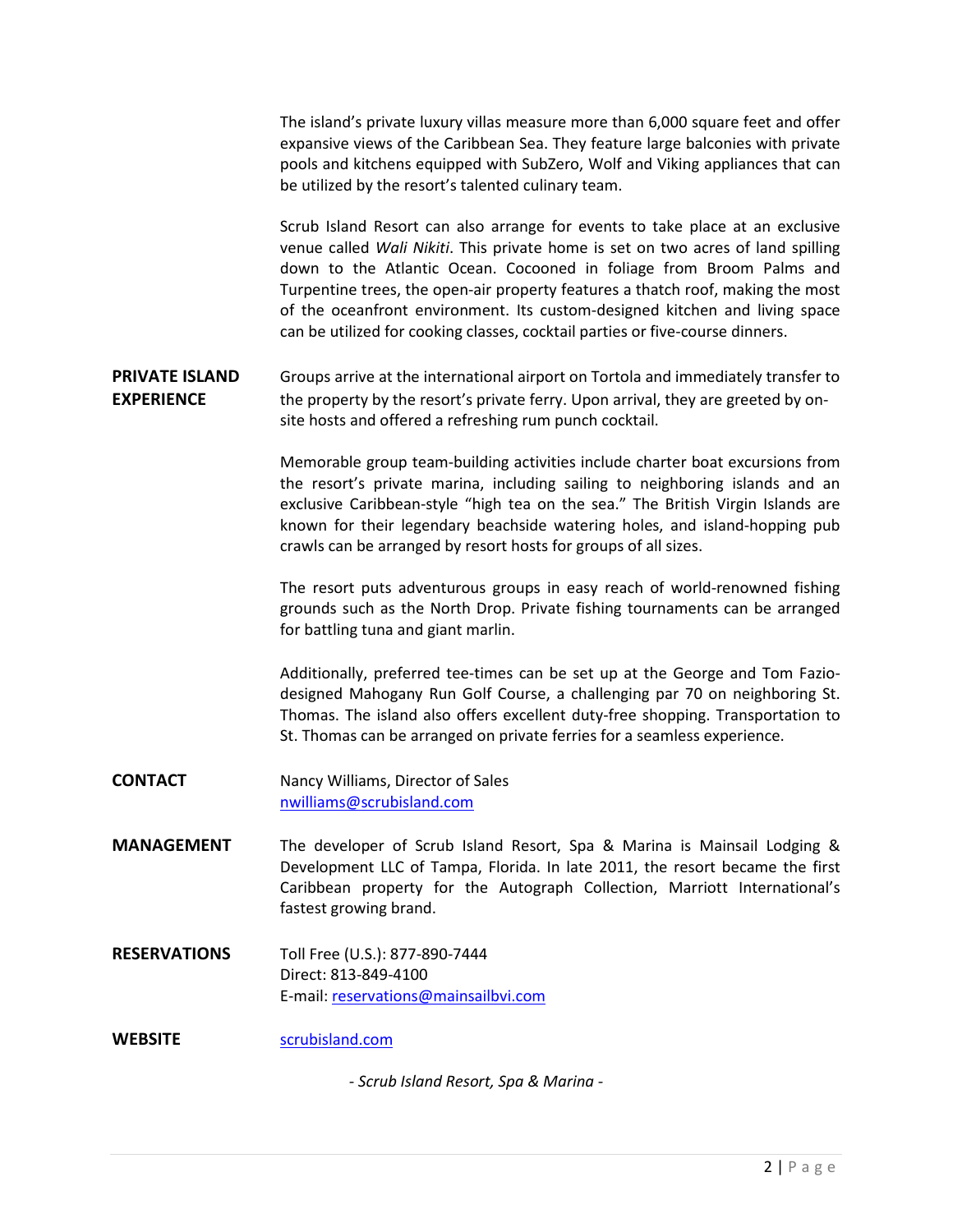The island's private luxury villas measure more than 6,000 square feet and offer expansive views of the Caribbean Sea. They feature large balconies with private pools and kitchens equipped with SubZero, Wolf and Viking appliances that can be utilized by the resort's talented culinary team.

Scrub Island Resort can also arrange for events to take place at an exclusive venue called *Wali Nikiti*. This private home is set on two acres of land spilling down to the Atlantic Ocean. Cocooned in foliage from Broom Palms and Turpentine trees, the open-air property features a thatch roof, making the most of the oceanfront environment. Its custom-designed kitchen and living space can be utilized for cooking classes, cocktail parties or five-course dinners.

**PRIVATE ISLAND EXPERIENCE**

Groups arrive at the international airport on Tortola and immediately transfer to the property by the resort's private ferry. Upon arrival, they are greeted by on-site hosts and offered a refreshing rum punch cocktail.

Memorable group team-building activities include charter boat excursions from the resort's private marina, including sailing to neighboring islands and an exclusive Caribbean-style "high tea on the sea." The British Virgin Islands are known for their legendary beachside watering holes, and island-hopping pub crawls can be arranged by resort hosts for groups of all sizes.

The resort puts adventurous groups in easy reach of world-renowned fishing grounds such as the North Drop. Private fishing tournaments can be arranged for battling tuna and giant marlin.

Additionally, preferred tee-times can be set up at the George and Tom Fazio-designed Mahogany Run Golf Course, a challenging par 70 on neighboring St. Thomas. The island also offers excellent duty-free shopping. Transportation to St. Thomas can be arranged on private ferries for a seamless experience.

**CONTACT**

Nancy Williams, Director of Sales
nwilliams@scrubisland.com

**MANAGEMENT**

The developer of Scrub Island Resort, Spa & Marina is Mainsail Lodging & Development LLC of Tampa, Florida. In late 2011, the resort became the first Caribbean property for the Autograph Collection, Marriott International's fastest growing brand.

**RESERVATIONS**

Toll Free (U.S.): 877-890-7444
Direct: 813-849-4100
E-mail: reservations@mainsailbvi.com

**WEBSITE**

scrubisland.com

*- Scrub Island Resort, Spa & Marina -*